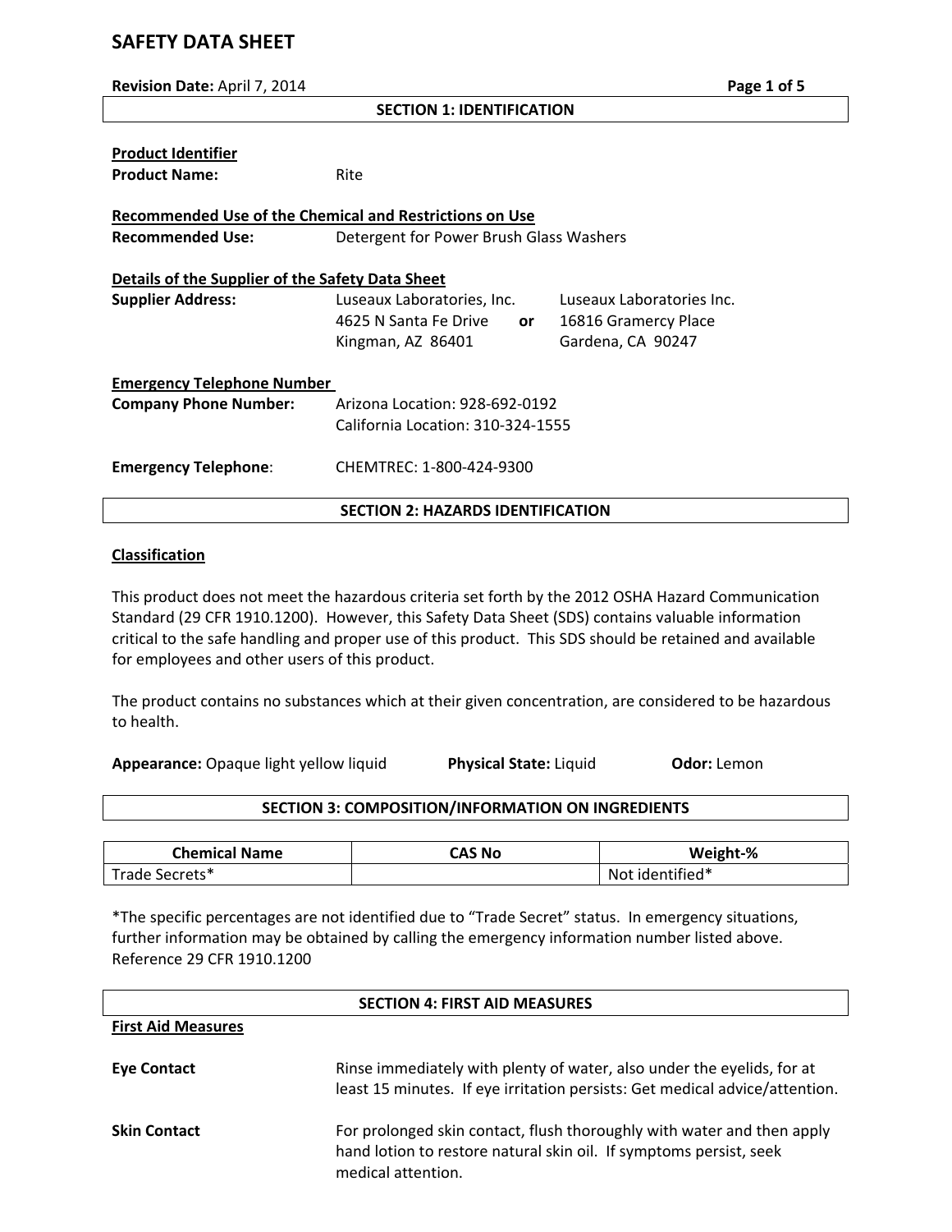# SAFETY DATA SHEET

**Revision Date:** April 7, 2014

## SECTION 1: IDENTIFICATION

**Product Identifier**

**Product Name:** Rite

**Recommended Use of the Chemical and Restrictions on Use**

**Recommended Use:** Detergent for Power Brush Glass Washers

**Details of the Supplier of the Safety Data Sheet**

**Supplier Address:**

Luseaux Laboratories, Inc.
4625 N Santa Fe Drive
Kingman, AZ 86401

**or**

Luseaux Laboratories Inc.
16816 Gramercy Place
Gardena, CA 90247

**Emergency Telephone Number**

**Company Phone Number:**
Arizona Location: 928-692-0192
California Location: 310-324-1555

**Emergency Telephone**: CHEMTREC: 1-800-424-9300

## SECTION 2: HAZARDS IDENTIFICATION

**Classification**

This product does not meet the hazardous criteria set forth by the 2012 OSHA Hazard Communication Standard (29 CFR 1910.1200). However, this Safety Data Sheet (SDS) contains valuable information critical to the safe handling and proper use of this product. This SDS should be retained and available for employees and other users of this product.

The product contains no substances which at their given concentration, are considered to be hazardous to health.

**Appearance:** Opaque light yellow liquid **Physical State:** Liquid **Odor:** Lemon

## SECTION 3: COMPOSITION/INFORMATION ON INGREDIENTS

| Chemical Name | CAS No | Weight-% |
|---|---|---|
| Trade Secrets* | | Not identified* |

*The specific percentages are not identified due to "Trade Secret" status. In emergency situations, further information may be obtained by calling the emergency information number listed above. Reference 29 CFR 1910.1200

## SECTION 4: FIRST AID MEASURES

**First Aid Measures**

**Eye Contact**
Rinse immediately with plenty of water, also under the eyelids, for at least 15 minutes. If eye irritation persists: Get medical advice/attention.

**Skin Contact**
For prolonged skin contact, flush thoroughly with water and then apply hand lotion to restore natural skin oil. If symptoms persist, seek medical attention.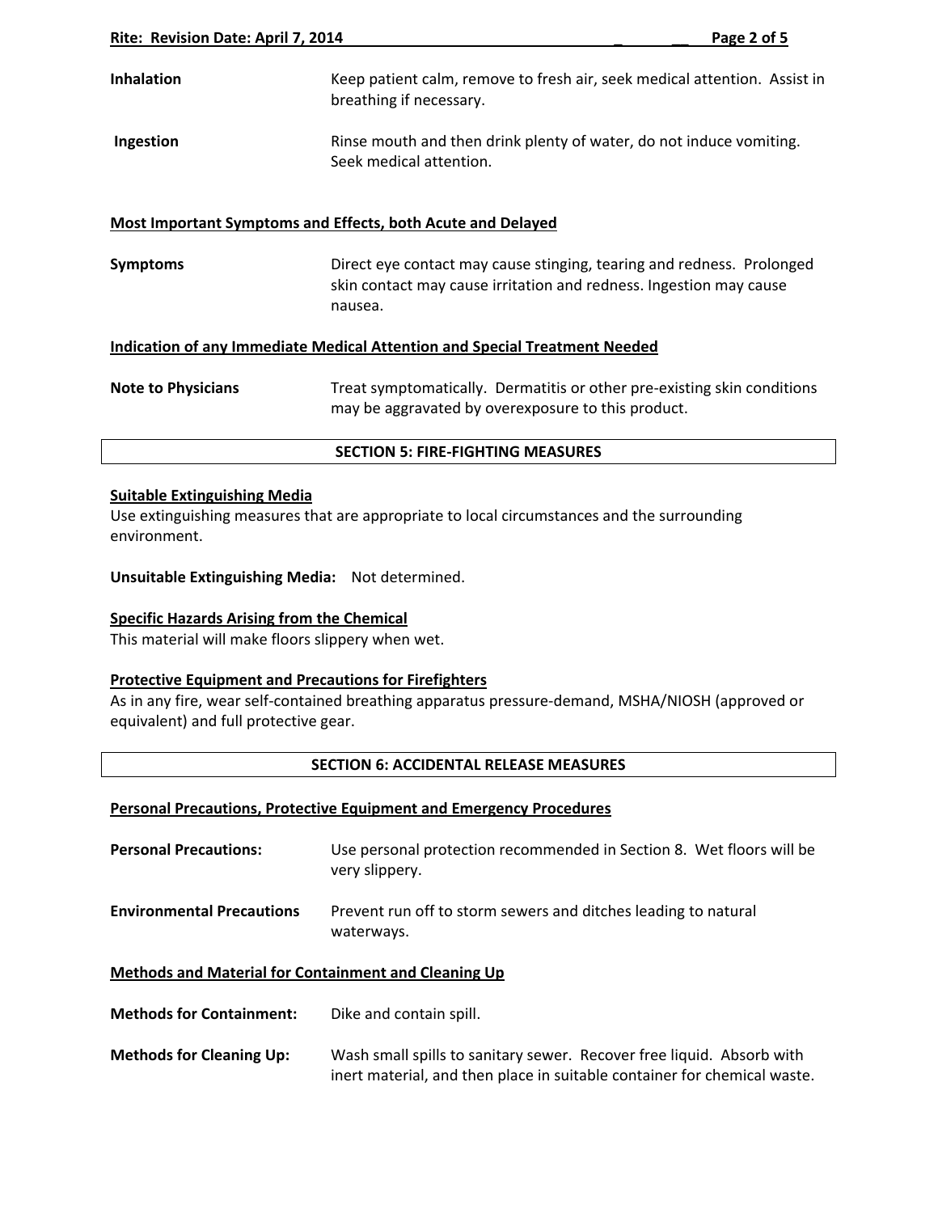**Inhalation** Keep patient calm, remove to fresh air, seek medical attention. Assist in breathing if necessary.

**Ingestion** Rinse mouth and then drink plenty of water, do not induce vomiting. Seek medical attention.

**Most Important Symptoms and Effects, both Acute and Delayed**

**Symptoms** Direct eye contact may cause stinging, tearing and redness. Prolonged skin contact may cause irritation and redness. Ingestion may cause nausea.

**Indication of any Immediate Medical Attention and Special Treatment Needed**

**Note to Physicians** Treat symptomatically. Dermatitis or other pre-existing skin conditions may be aggravated by overexposure to this product.

## SECTION 5: FIRE-FIGHTING MEASURES

**Suitable Extinguishing Media**

Use extinguishing measures that are appropriate to local circumstances and the surrounding environment.

**Unsuitable Extinguishing Media:** Not determined.

**Specific Hazards Arising from the Chemical**

This material will make floors slippery when wet.

**Protective Equipment and Precautions for Firefighters**

As in any fire, wear self-contained breathing apparatus pressure-demand, MSHA/NIOSH (approved or equivalent) and full protective gear.

## SECTION 6: ACCIDENTAL RELEASE MEASURES

**Personal Precautions, Protective Equipment and Emergency Procedures**

**Personal Precautions:** Use personal protection recommended in Section 8. Wet floors will be very slippery.

**Environmental Precautions** Prevent run off to storm sewers and ditches leading to natural waterways.

**Methods and Material for Containment and Cleaning Up**

**Methods for Containment:** Dike and contain spill.

**Methods for Cleaning Up:** Wash small spills to sanitary sewer. Recover free liquid. Absorb with inert material, and then place in suitable container for chemical waste.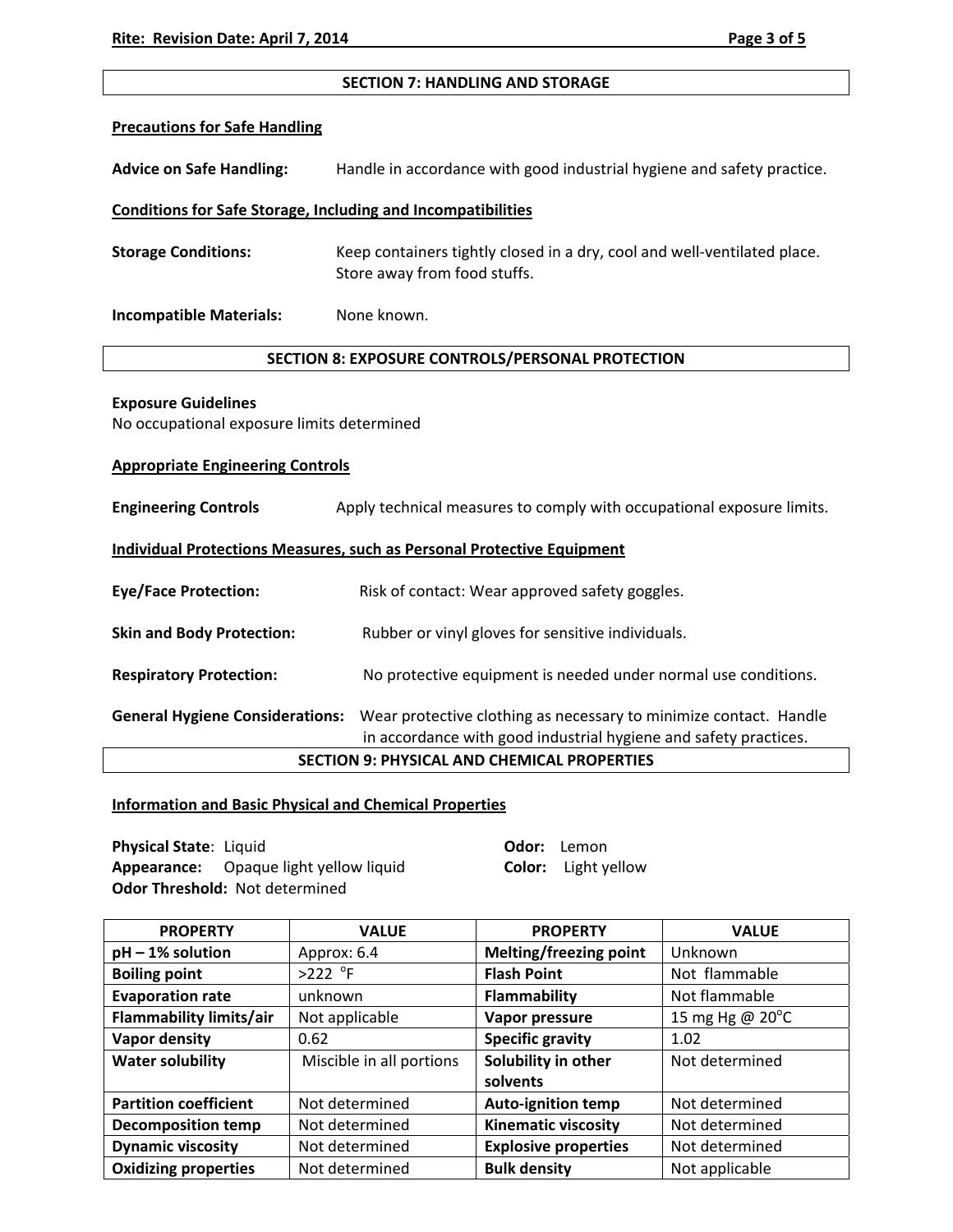## SECTION 7: HANDLING AND STORAGE

**Precautions for Safe Handling**

**Advice on Safe Handling:** Handle in accordance with good industrial hygiene and safety practice.

**Conditions for Safe Storage, Including and Incompatibilities**

**Storage Conditions:** Keep containers tightly closed in a dry, cool and well-ventilated place. Store away from food stuffs.

**Incompatible Materials:** None known.

## SECTION 8: EXPOSURE CONTROLS/PERSONAL PROTECTION

**Exposure Guidelines**
No occupational exposure limits determined

**Appropriate Engineering Controls**

**Engineering Controls** Apply technical measures to comply with occupational exposure limits.

**Individual Protections Measures, such as Personal Protective Equipment**

**Eye/Face Protection:** Risk of contact: Wear approved safety goggles.

**Skin and Body Protection:** Rubber or vinyl gloves for sensitive individuals.

**Respiratory Protection:** No protective equipment is needed under normal use conditions.

**General Hygiene Considerations:** Wear protective clothing as necessary to minimize contact. Handle in accordance with good industrial hygiene and safety practices.

## SECTION 9: PHYSICAL AND CHEMICAL PROPERTIES

**Information and Basic Physical and Chemical Properties**

**Physical State**: Liquid
**Appearance:** Opaque light yellow liquid
**Odor Threshold:** Not determined
**Odor:** Lemon
**Color:** Light yellow

| PROPERTY | VALUE | PROPERTY | VALUE |
|---|---|---|---|
| **pH – 1% solution** | Approx: 6.4 | **Melting/freezing point** | Unknown |
| **Boiling point** | >222 °F | **Flash Point** | Not flammable |
| **Evaporation rate** | unknown | **Flammability** | Not flammable |
| **Flammability limits/air** | Not applicable | **Vapor pressure** | 15 mg Hg @ 20°C |
| **Vapor density** | 0.62 | **Specific gravity** | 1.02 |
| **Water solubility** | Miscible in all portions | **Solubility in other solvents** | Not determined |
| **Partition coefficient** | Not determined | **Auto-ignition temp** | Not determined |
| **Decomposition temp** | Not determined | **Kinematic viscosity** | Not determined |
| **Dynamic viscosity** | Not determined | **Explosive properties** | Not determined |
| **Oxidizing properties** | Not determined | **Bulk density** | Not applicable |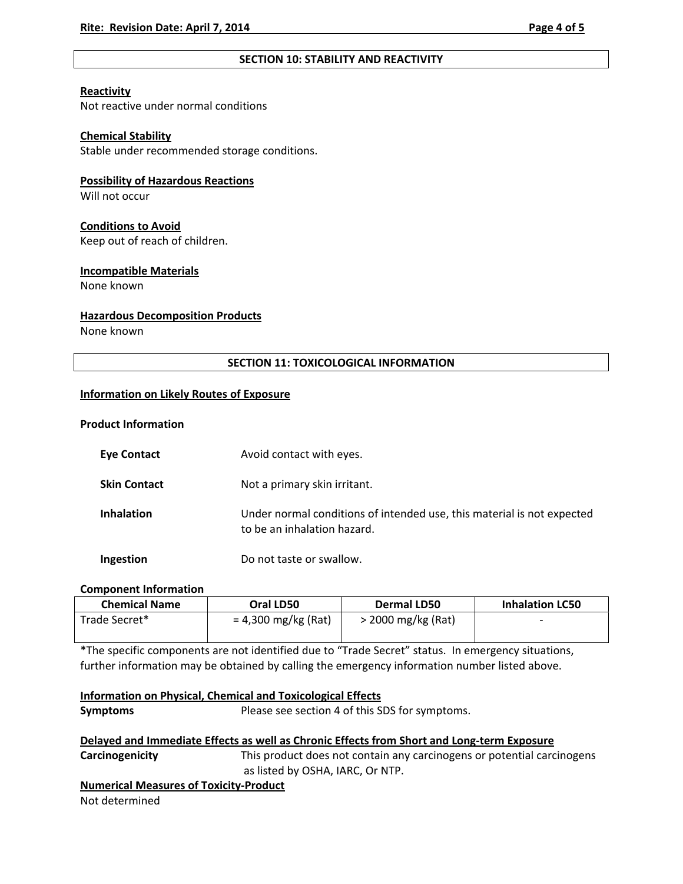## SECTION 10: STABILITY AND REACTIVITY

**Reactivity**
Not reactive under normal conditions

**Chemical Stability**
Stable under recommended storage conditions.

**Possibility of Hazardous Reactions**
Will not occur

**Conditions to Avoid**
Keep out of reach of children.

**Incompatible Materials**
None known

**Hazardous Decomposition Products**
None known

## SECTION 11: TOXICOLOGICAL INFORMATION

**Information on Likely Routes of Exposure**

**Product Information**

**Eye Contact** Avoid contact with eyes.

**Skin Contact** Not a primary skin irritant.

**Inhalation** Under normal conditions of intended use, this material is not expected to be an inhalation hazard.

**Ingestion** Do not taste or swallow.

**Component Information**

| Chemical Name | Oral LD50 | Dermal LD50 | Inhalation LC50 |
|---|---|---|---|
| Trade Secret* | = 4,300 mg/kg (Rat) | > 2000 mg/kg (Rat) | - |

*The specific components are not identified due to "Trade Secret" status. In emergency situations, further information may be obtained by calling the emergency information number listed above.

**Information on Physical, Chemical and Toxicological Effects**
**Symptoms** Please see section 4 of this SDS for symptoms.

**Delayed and Immediate Effects as well as Chronic Effects from Short and Long-term Exposure**
**Carcinogenicity** This product does not contain any carcinogens or potential carcinogens as listed by OSHA, IARC, Or NTP.

**Numerical Measures of Toxicity-Product**
Not determined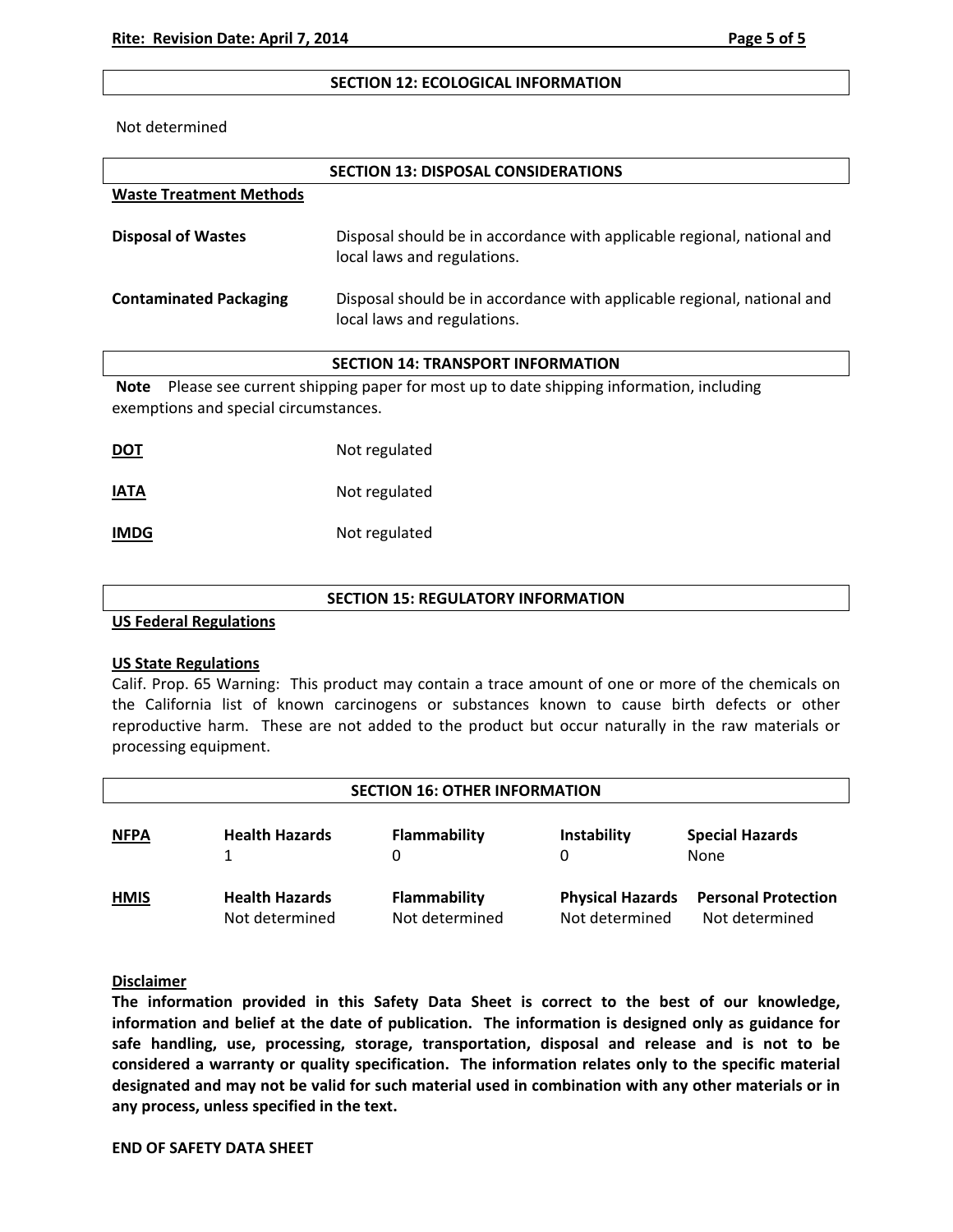## SECTION 12: ECOLOGICAL INFORMATION

Not determined

## SECTION 13: DISPOSAL CONSIDERATIONS

**Waste Treatment Methods**

| | |
|---|---|
| **Disposal of Wastes** | Disposal should be in accordance with applicable regional, national and local laws and regulations. |
| **Contaminated Packaging** | Disposal should be in accordance with applicable regional, national and local laws and regulations. |

## SECTION 14: TRANSPORT INFORMATION

**Note** Please see current shipping paper for most up to date shipping information, including exemptions and special circumstances.

| | |
|---|---|
| **DOT** | Not regulated |
| **IATA** | Not regulated |
| **IMDG** | Not regulated |

## SECTION 15: REGULATORY INFORMATION

**US Federal Regulations**

**US State Regulations**

Calif. Prop. 65 Warning: This product may contain a trace amount of one or more of the chemicals on the California list of known carcinogens or substances known to cause birth defects or other reproductive harm. These are not added to the product but occur naturally in the raw materials or processing equipment.

## SECTION 16: OTHER INFORMATION

| | | | | |
|---|---|---|---|---|
| **NFPA** | **Health Hazards** 1 | **Flammability** 0 | **Instability** 0 | **Special Hazards** None |
| **HMIS** | **Health Hazards** Not determined | **Flammability** Not determined | **Physical Hazards** Not determined | **Personal Protection** Not determined |

**Disclaimer**

**The information provided in this Safety Data Sheet is correct to the best of our knowledge, information and belief at the date of publication. The information is designed only as guidance for safe handling, use, processing, storage, transportation, disposal and release and is not to be considered a warranty or quality specification. The information relates only to the specific material designated and may not be valid for such material used in combination with any other materials or in any process, unless specified in the text.**

**END OF SAFETY DATA SHEET**